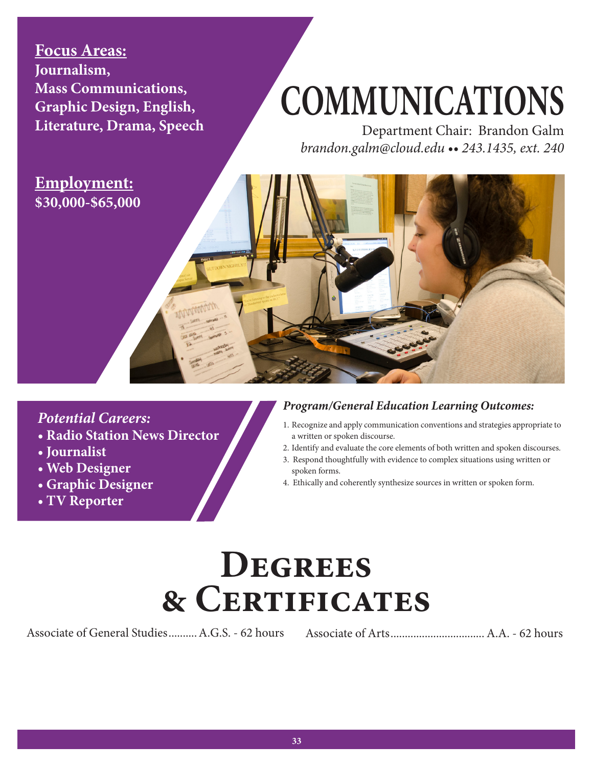**Focus Areas:**
**Journalism, Mass Communications, Graphic Design, English, Literature, Drama, Speech**

# COMMUNICATIONS

Department Chair: Brandon Galm
*brandon.galm@cloud.edu •• 243.1435, ext. 240*

**Employment:**
**$30,000-$65,000**

*Potential Careers:*

- **Radio Station News Director**
- **Journalist**
- **Web Designer**
- **Graphic Designer**
- **TV Reporter**

***Program/General Education Learning Outcomes:***

1. Recognize and apply communication conventions and strategies appropriate to a written or spoken discourse.
2. Identify and evaluate the core elements of both written and spoken discourses.
3. Respond thoughtfully with evidence to complex situations using written or spoken forms.
4. Ethically and coherently synthesize sources in written or spoken form.

## Degrees & Certificates

Associate of General Studies.......... A.G.S. - 62 hours

Associate of Arts................................. A.A. - 62 hours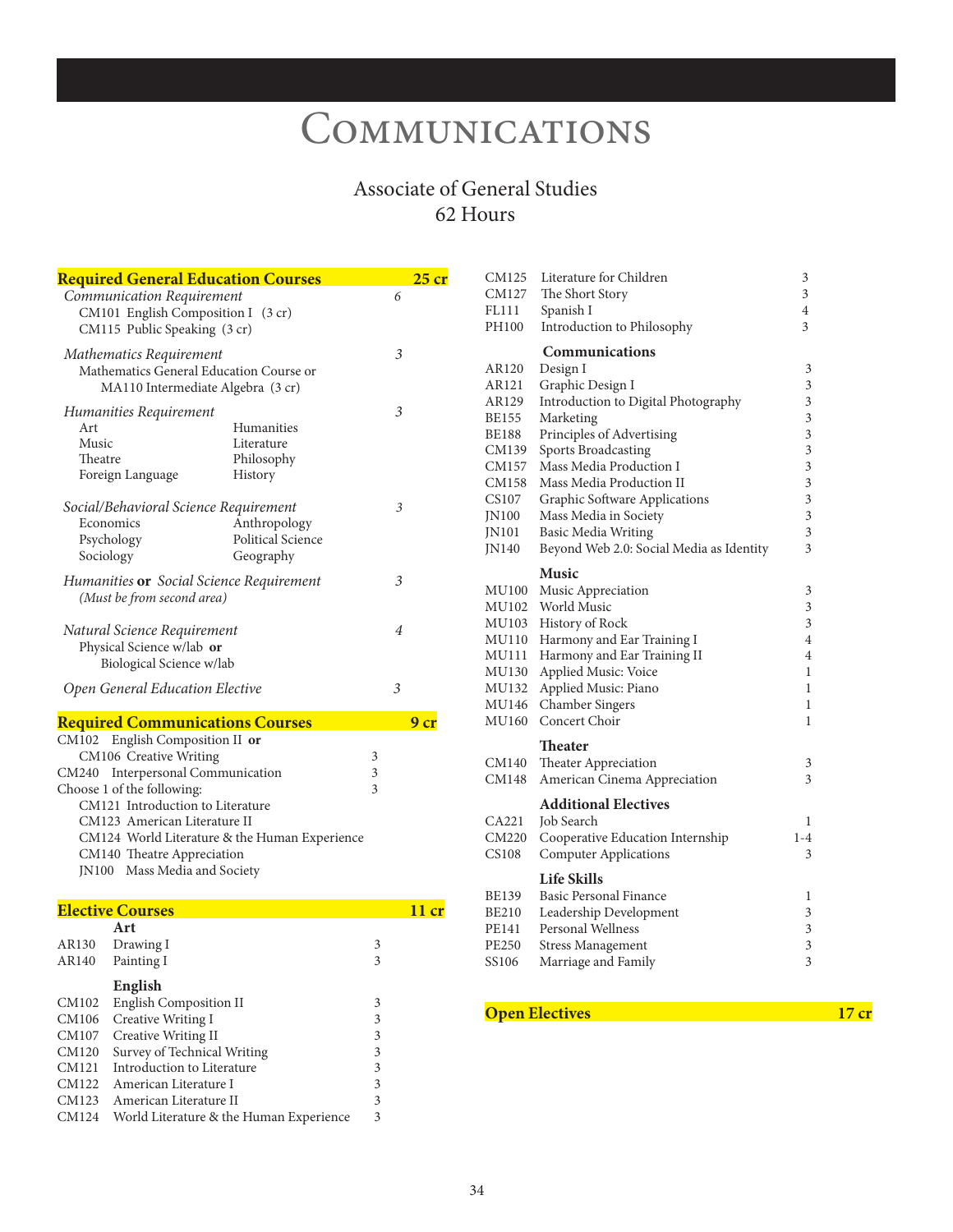# Communications

## Associate of General Studies
## 62 Hours

### Required General Education Courses — 25 cr

| Requirement | Credits |
|---|---|
| *Communication Requirement* | 6 |
| CM101 English Composition I (3 cr) | |
| CM115 Public Speaking (3 cr) | |
| *Mathematics Requirement* | 3 |
| Mathematics General Education Course or MA110 Intermediate Algebra (3 cr) | |
| *Humanities Requirement* | 3 |
| Art, Music, Theatre, Foreign Language, Humanities, Literature, Philosophy, History | |
| *Social/Behavioral Science Requirement* | 3 |
| Economics, Psychology, Sociology, Anthropology, Political Science, Geography | |
| *Humanities* **or** *Social Science Requirement* *(Must be from second area)* | 3 |
| *Natural Science Requirement* | 4 |
| Physical Science w/lab **or** Biological Science w/lab | |
| *Open General Education Elective* | 3 |

### Required Communications Courses — 9 cr

| Course | Credits |
|---|---|
| CM102 English Composition II **or** CM106 Creative Writing | 3 |
| CM240 Interpersonal Communication | 3 |
| Choose 1 of the following: | 3 |
| CM121 Introduction to Literature | |
| CM123 American Literature II | |
| CM124 World Literature & the Human Experience | |
| CM140 Theatre Appreciation | |
| JN100 Mass Media and Society | |

### Elective Courses — 11 cr

**Art**

| Course | Title | Credits |
|---|---|---|
| AR130 | Drawing I | 3 |
| AR140 | Painting I | 3 |

**English**

| Course | Title | Credits |
|---|---|---|
| CM102 | English Composition II | 3 |
| CM106 | Creative Writing I | 3 |
| CM107 | Creative Writing II | 3 |
| CM120 | Survey of Technical Writing | 3 |
| CM121 | Introduction to Literature | 3 |
| CM122 | American Literature I | 3 |
| CM123 | American Literature II | 3 |
| CM124 | World Literature & the Human Experience | 3 |
| CM125 | Literature for Children | 3 |
| CM127 | The Short Story | 3 |
| FL111 | Spanish I | 4 |
| PH100 | Introduction to Philosophy | 3 |

**Communications**

| Course | Title | Credits |
|---|---|---|
| AR120 | Design I | 3 |
| AR121 | Graphic Design I | 3 |
| AR129 | Introduction to Digital Photography | 3 |
| BE155 | Marketing | 3 |
| BE188 | Principles of Advertising | 3 |
| CM139 | Sports Broadcasting | 3 |
| CM157 | Mass Media Production I | 3 |
| CM158 | Mass Media Production II | 3 |
| CS107 | Graphic Software Applications | 3 |
| JN100 | Mass Media in Society | 3 |
| JN101 | Basic Media Writing | 3 |
| JN140 | Beyond Web 2.0: Social Media as Identity | 3 |

**Music**

| Course | Title | Credits |
|---|---|---|
| MU100 | Music Appreciation | 3 |
| MU102 | World Music | 3 |
| MU103 | History of Rock | 3 |
| MU110 | Harmony and Ear Training I | 4 |
| MU111 | Harmony and Ear Training II | 4 |
| MU130 | Applied Music: Voice | 1 |
| MU132 | Applied Music: Piano | 1 |
| MU146 | Chamber Singers | 1 |
| MU160 | Concert Choir | 1 |

**Theater**

| Course | Title | Credits |
|---|---|---|
| CM140 | Theater Appreciation | 3 |
| CM148 | American Cinema Appreciation | 3 |

**Additional Electives**

| Course | Title | Credits |
|---|---|---|
| CA221 | Job Search | 1 |
| CM220 | Cooperative Education Internship | 1-4 |
| CS108 | Computer Applications | 3 |

**Life Skills**

| Course | Title | Credits |
|---|---|---|
| BE139 | Basic Personal Finance | 1 |
| BE210 | Leadership Development | 3 |
| PE141 | Personal Wellness | 3 |
| PE250 | Stress Management | 3 |
| SS106 | Marriage and Family | 3 |

### Open Electives — 17 cr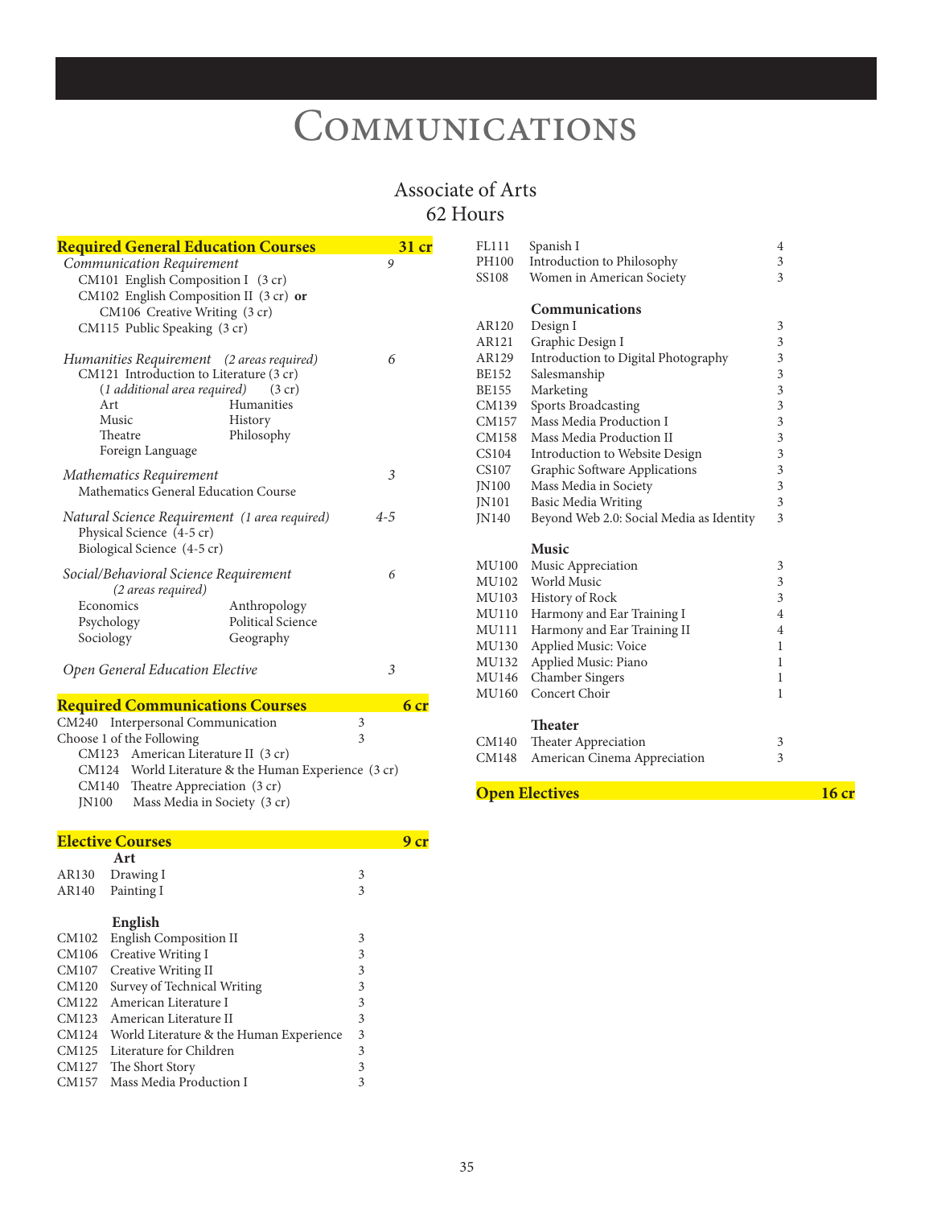# Communications

## Associate of Arts
## 62 Hours

### Required General Education Courses — 31 cr

*Communication Requirement* — 9

- CM101 English Composition I (3 cr)
- CM102 English Composition II (3 cr) **or** CM106 Creative Writing (3 cr)
- CM115 Public Speaking (3 cr)

*Humanities Requirement (2 areas required)* — 6

- CM121 Introduction to Literature (3 cr)
- *(1 additional area required)* (3 cr)

| | |
|---|---|
| Art | Humanities |
| Music | History |
| Theatre | Philosophy |
| Foreign Language | |

*Mathematics Requirement* — 3

- Mathematics General Education Course

*Natural Science Requirement (1 area required)* — 4-5

- Physical Science (4-5 cr)
- Biological Science (4-5 cr)

*Social/Behavioral Science Requirement (2 areas required)* — 6

| | |
|---|---|
| Economics | Anthropology |
| Psychology | Political Science |
| Sociology | Geography |

*Open General Education Elective* — 3

### Required Communications Courses — 6 cr

| | | |
|---|---|---|
| CM240 | Interpersonal Communication | 3 |
| | Choose 1 of the Following | 3 |

- CM123 American Literature II (3 cr)
- CM124 World Literature & the Human Experience (3 cr)
- CM140 Theatre Appreciation (3 cr)
- JN100 Mass Media in Society (3 cr)

### Elective Courses — 9 cr

**Art**

| | | |
|---|---|---|
| AR130 | Drawing I | 3 |
| AR140 | Painting I | 3 |

**English**

| | | |
|---|---|---|
| CM102 | English Composition II | 3 |
| CM106 | Creative Writing I | 3 |
| CM107 | Creative Writing II | 3 |
| CM120 | Survey of Technical Writing | 3 |
| CM122 | American Literature I | 3 |
| CM123 | American Literature II | 3 |
| CM124 | World Literature & the Human Experience | 3 |
| CM125 | Literature for Children | 3 |
| CM127 | The Short Story | 3 |
| CM157 | Mass Media Production I | 3 |
| FL111 | Spanish I | 4 |
| PH100 | Introduction to Philosophy | 3 |
| SS108 | Women in American Society | 3 |

**Communications**

| | | |
|---|---|---|
| AR120 | Design I | 3 |
| AR121 | Graphic Design I | 3 |
| AR129 | Introduction to Digital Photography | 3 |
| BE152 | Salesmanship | 3 |
| BE155 | Marketing | 3 |
| CM139 | Sports Broadcasting | 3 |
| CM157 | Mass Media Production I | 3 |
| CM158 | Mass Media Production II | 3 |
| CS104 | Introduction to Website Design | 3 |
| CS107 | Graphic Software Applications | 3 |
| JN100 | Mass Media in Society | 3 |
| JN101 | Basic Media Writing | 3 |
| JN140 | Beyond Web 2.0: Social Media as Identity | 3 |

**Music**

| | | |
|---|---|---|
| MU100 | Music Appreciation | 3 |
| MU102 | World Music | 3 |
| MU103 | History of Rock | 3 |
| MU110 | Harmony and Ear Training I | 4 |
| MU111 | Harmony and Ear Training II | 4 |
| MU130 | Applied Music: Voice | 1 |
| MU132 | Applied Music: Piano | 1 |
| MU146 | Chamber Singers | 1 |
| MU160 | Concert Choir | 1 |

**Theater**

| | | |
|---|---|---|
| CM140 | Theater Appreciation | 3 |
| CM148 | American Cinema Appreciation | 3 |

### Open Electives — 16 cr